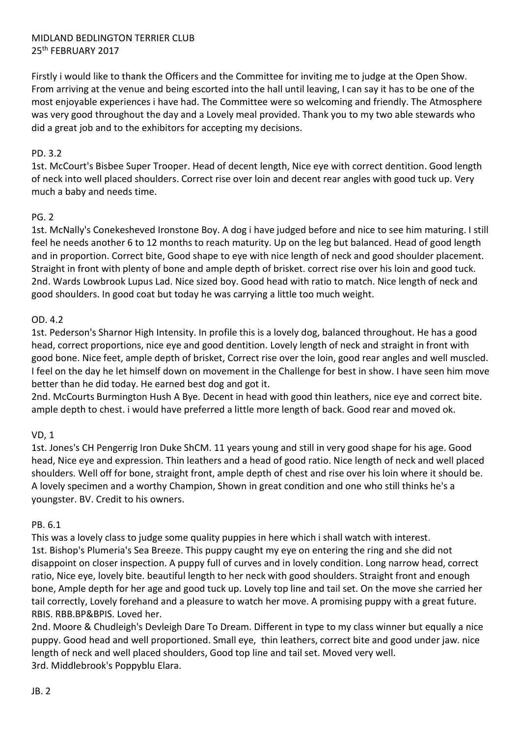MIDLAND BEDLINGTON TERRIER CLUB
25th FEBRUARY 2017

Firstly i would like to thank the Officers and the Committee for inviting me to judge at the Open Show. From arriving at the venue and being escorted into the hall until leaving, I can say it has to be one of the most enjoyable experiences i have had. The Committee were so welcoming and friendly. The Atmosphere was very good throughout the day and a Lovely meal provided. Thank you to my two able stewards who did a great job and to the exhibitors for accepting my decisions.

PD. 3.2

1st. McCourt's Bisbee Super Trooper. Head of decent length, Nice eye with correct dentition. Good length of neck into well placed shoulders. Correct rise over loin and decent rear angles with good tuck up. Very much a baby and needs time.

PG. 2

1st. McNally's Conekesheved Ironstone Boy. A dog i have judged before and nice to see him maturing. I still feel he needs another 6 to 12 months to reach maturity. Up on the leg but balanced. Head of good length and in proportion. Correct bite, Good shape to eye with nice length of neck and good shoulder placement. Straight in front with plenty of bone and ample depth of brisket. correct rise over his loin and good tuck.
2nd. Wards Lowbrook Lupus Lad. Nice sized boy. Good head with ratio to match. Nice length of neck and good shoulders. In good coat but today he was carrying a little too much weight.

OD. 4.2

1st. Pederson's Sharnor High Intensity. In profile this is a lovely dog, balanced throughout. He has a good head, correct proportions, nice eye and good dentition. Lovely length of neck and straight in front with good bone. Nice feet, ample depth of brisket, Correct rise over the loin, good rear angles and well muscled. I feel on the day he let himself down on movement in the Challenge for best in show. I have seen him move better than he did today. He earned best dog and got it.
2nd. McCourts Burmington Hush A Bye. Decent in head with good thin leathers, nice eye and correct bite. ample depth to chest. i would have preferred a little more length of back. Good rear and moved ok.

VD, 1

1st. Jones's CH Pengerrig Iron Duke ShCM. 11 years young and still in very good shape for his age. Good head, Nice eye and expression. Thin leathers and a head of good ratio. Nice length of neck and well placed shoulders. Well off for bone, straight front, ample depth of chest and rise over his loin where it should be. A lovely specimen and a worthy Champion, Shown in great condition and one who still thinks he's a youngster. BV. Credit to his owners.

PB. 6.1

This was a lovely class to judge some quality puppies in here which i shall watch with interest.
1st. Bishop's Plumeria's Sea Breeze. This puppy caught my eye on entering the ring and she did not disappoint on closer inspection. A puppy full of curves and in lovely condition. Long narrow head, correct ratio, Nice eye, lovely bite. beautiful length to her neck with good shoulders. Straight front and enough bone, Ample depth for her age and good tuck up. Lovely top line and tail set. On the move she carried her tail correctly, Lovely forehand and a pleasure to watch her move. A promising puppy with a great future. RBIS. RBB.BP&BPIS. Loved her.
2nd. Moore & Chudleigh's Devleigh Dare To Dream. Different in type to my class winner but equally a nice puppy. Good head and well proportioned. Small eye, thin leathers, correct bite and good under jaw. nice length of neck and well placed shoulders, Good top line and tail set. Moved very well.
3rd. Middlebrook's Poppyblu Elara.

JB. 2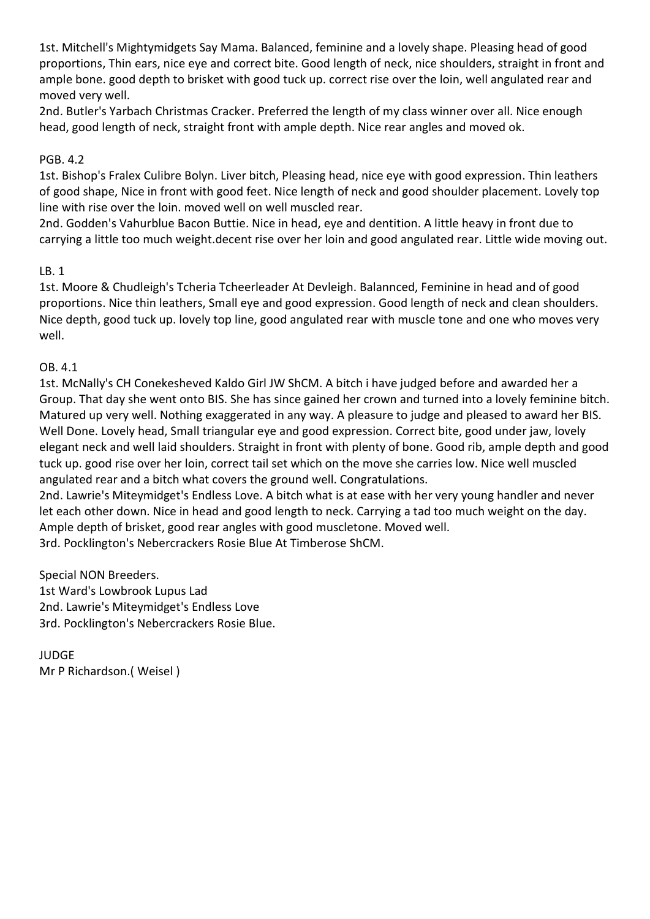1st. Mitchell's Mightymidgets Say Mama. Balanced, feminine and a lovely shape. Pleasing head of good proportions, Thin ears, nice eye and correct bite. Good length of neck, nice shoulders, straight in front and ample bone. good depth to brisket with good tuck up. correct rise over the loin, well angulated rear and moved very well.
2nd. Butler's Yarbach Christmas Cracker. Preferred the length of my class winner over all. Nice enough head, good length of neck, straight front with ample depth. Nice rear angles and moved ok.

PGB. 4.2
1st. Bishop's Fralex Culibre Bolyn. Liver bitch, Pleasing head, nice eye with good expression. Thin leathers of good shape, Nice in front with good feet. Nice length of neck and good shoulder placement. Lovely top line with rise over the loin. moved well on well muscled rear.
2nd. Godden's Vahurblue Bacon Buttie. Nice in head, eye and dentition. A little heavy in front due to carrying a little too much weight.decent rise over her loin and good angulated rear. Little wide moving out.

LB. 1
1st. Moore & Chudleigh's Tcheria Tcheerleader At Devleigh. Balannced, Feminine in head and of good proportions. Nice thin leathers, Small eye and good expression. Good length of neck and clean shoulders. Nice depth, good tuck up. lovely top line, good angulated rear with muscle tone and one who moves very well.

OB. 4.1
1st. McNally's CH Conekesheved Kaldo Girl JW ShCM. A bitch i have judged before and awarded her a Group. That day she went onto BIS. She has since gained her crown and turned into a lovely feminine bitch. Matured up very well. Nothing exaggerated in any way. A pleasure to judge and pleased to award her BIS. Well Done. Lovely head, Small triangular eye and good expression. Correct bite, good under jaw, lovely elegant neck and well laid shoulders. Straight in front with plenty of bone. Good rib, ample depth and good tuck up. good rise over her loin, correct tail set which on the move she carries low. Nice well muscled angulated rear and a bitch what covers the ground well. Congratulations.
2nd. Lawrie's Miteymidget's Endless Love. A bitch what is at ease with her very young handler and never let each other down. Nice in head and good length to neck. Carrying a tad too much weight on the day. Ample depth of brisket, good rear angles with good muscletone. Moved well.
3rd. Pocklington's Nebercrackers Rosie Blue At Timberose ShCM.

Special NON Breeders.
1st Ward's Lowbrook Lupus Lad
2nd. Lawrie's Miteymidget's Endless Love
3rd. Pocklington's Nebercrackers Rosie Blue.

JUDGE
Mr P Richardson.( Weisel )